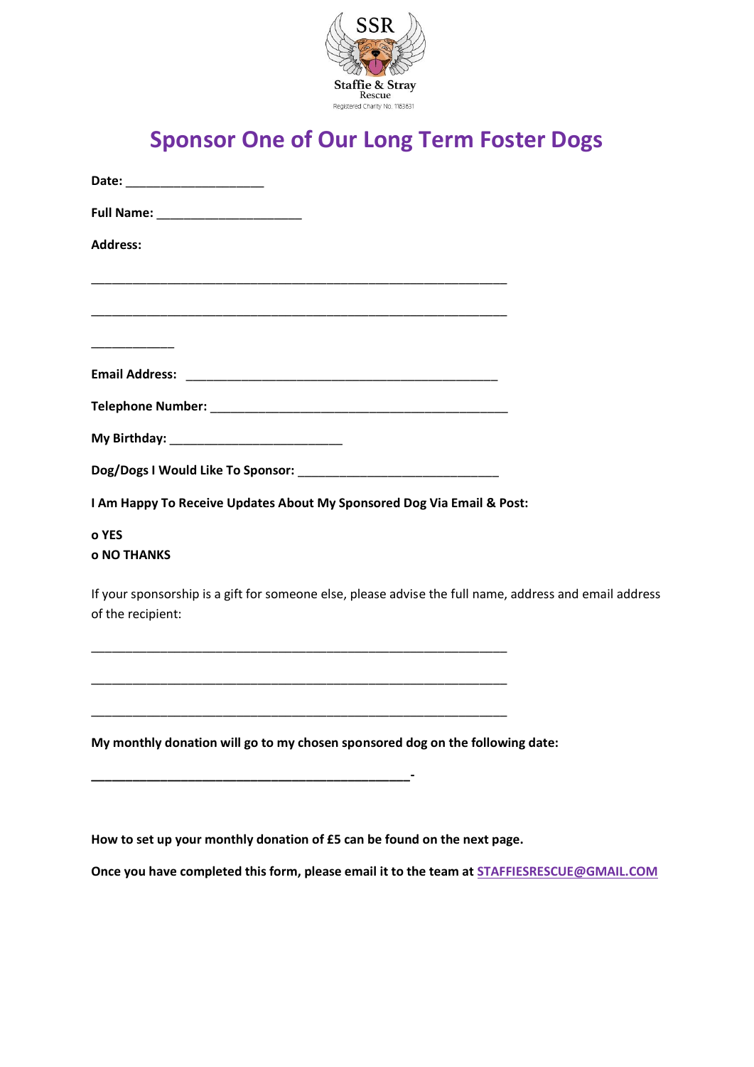SSR

Staffie & Stray Rescue

Registered Charity No. 1163631

# Sponsor One of Our Long Term Foster Dogs

**Date:** ____________________

**Full Name:** _____________________

**Address:**

____________________________________________________________

____________________________________________________________

____________

**Email Address:** _____________________________________________

**Telephone Number:** ___________________________________________

**My Birthday:** _________________________

**Dog/Dogs I Would Like To Sponsor:** _____________________________

**I Am Happy To Receive Updates About My Sponsored Dog Via Email & Post:**

**o YES**
**o NO THANKS**

If your sponsorship is a gift for someone else, please advise the full name, address and email address of the recipient:

____________________________________________________________

____________________________________________________________

____________________________________________________________

**My monthly donation will go to my chosen sponsored dog on the following date:**

**______________________________________________-**

**How to set up your monthly donation of £5 can be found on the next page.**

**Once you have completed this form, please email it to the team at STAFFIESRESCUE@GMAIL.COM**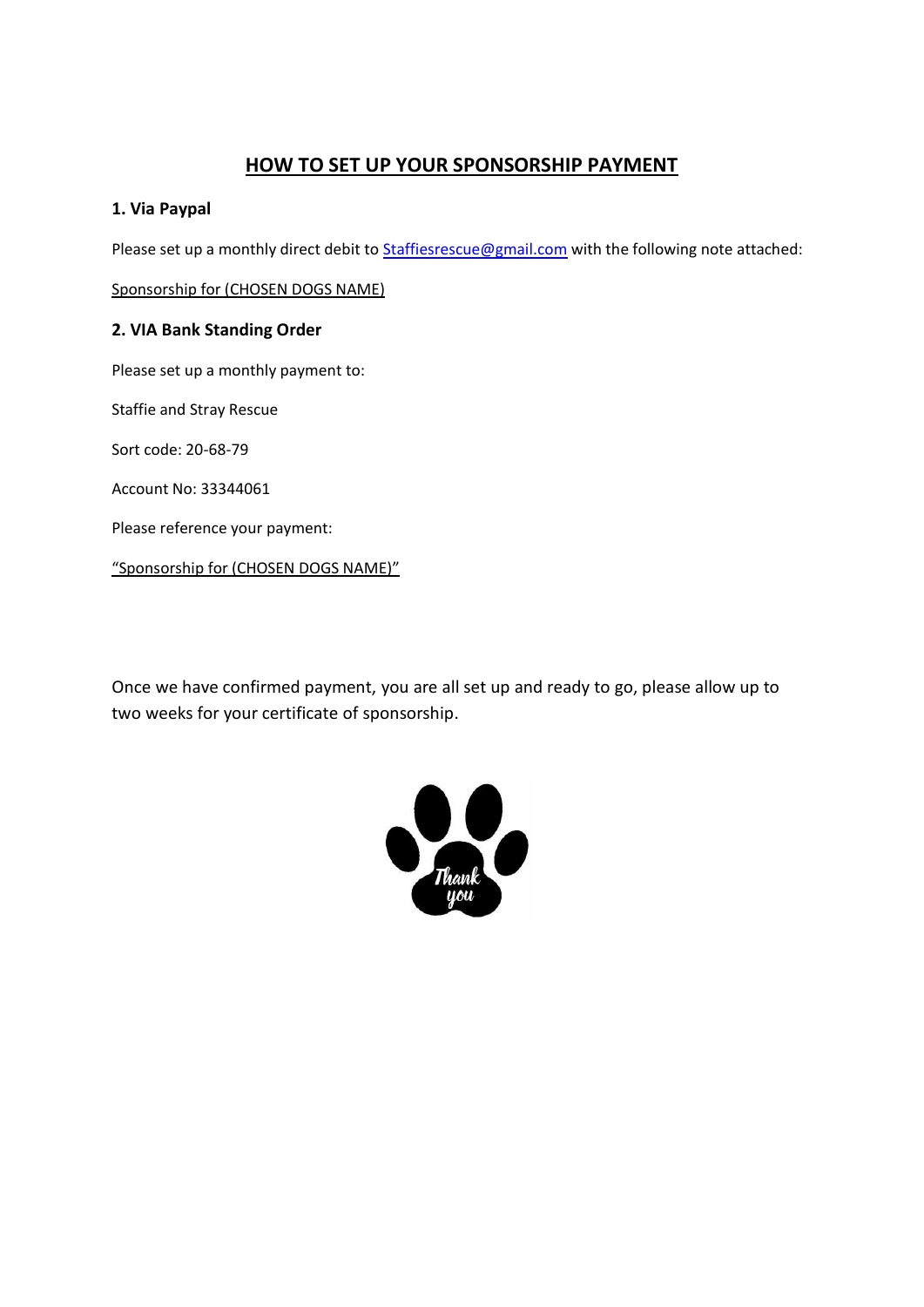# HOW TO SET UP YOUR SPONSORSHIP PAYMENT

### 1. Via Paypal

Please set up a monthly direct debit to Staffiesrescue@gmail.com with the following note attached:

Sponsorship for (CHOSEN DOGS NAME)

### 2. VIA Bank Standing Order

Please set up a monthly payment to:

Staffie and Stray Rescue

Sort code: 20-68-79

Account No: 33344061

Please reference your payment:

"Sponsorship for (CHOSEN DOGS NAME)"

Once we have confirmed payment, you are all set up and ready to go, please allow up to two weeks for your certificate of sponsorship.

Thank you